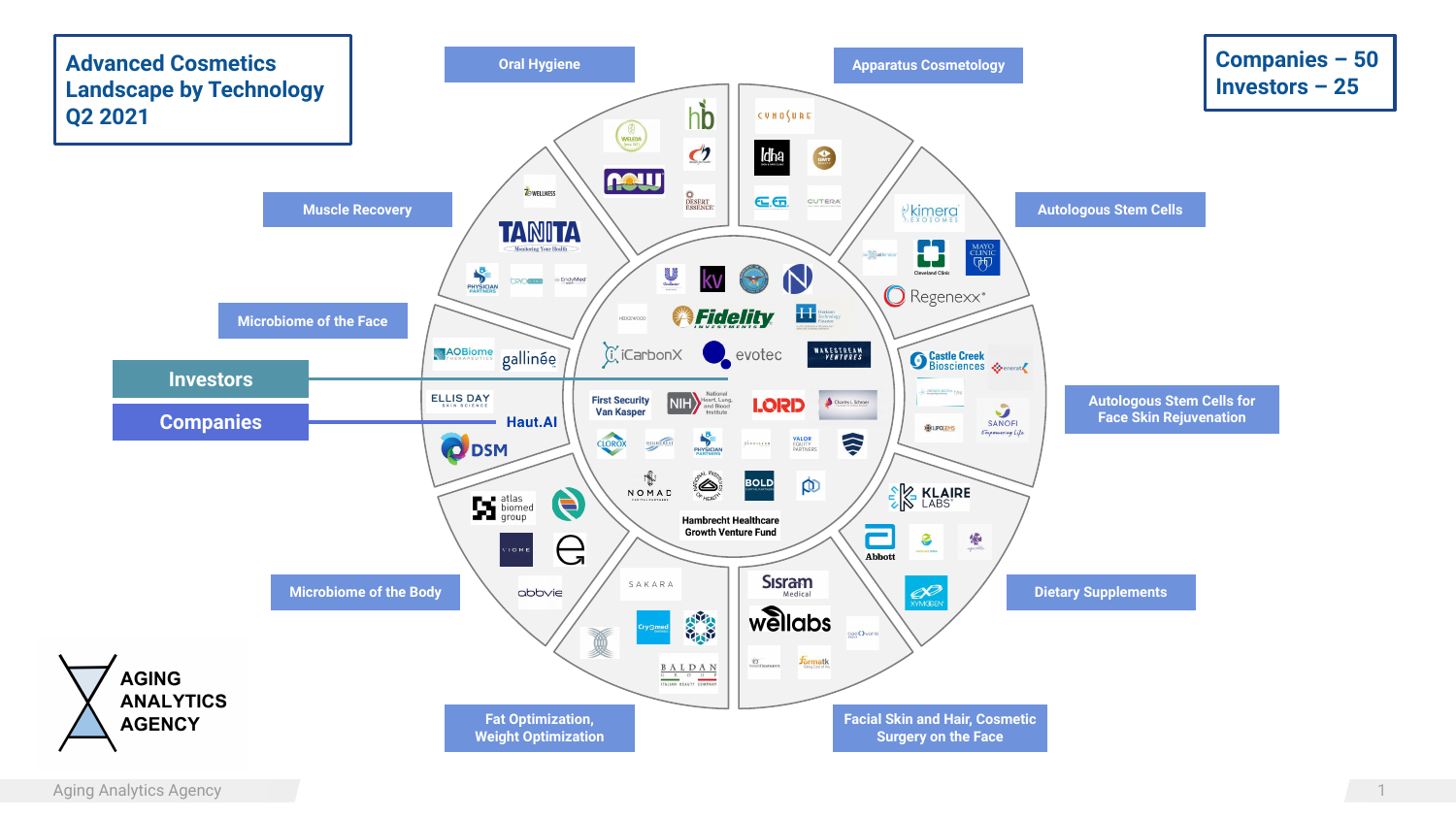# Advanced Cosmetics Landscape by Technology Q2 2021

**Companies – 50**
**Investors – 25**

**Investors**

**Companies**

## Oral Hygiene

WELEDA, hb, NOW, DESERT ESSENCE

## Apparatus Cosmetology

CYNOSURE, ldha, E.G., CUTERA

## Autologous Stem Cells

kimera EXOSOMES, Cleveland Clinic, MAYO CLINIC, Regenexx

## Autologous Stem Cells for Face Skin Rejuvenation

Castle Creek Biosciences, LIFOCELLS, SANOFI Empowering Life

## Dietary Supplements

KLAIRE LABS, Abbott, XYMOGEN

## Facial Skin and Hair, Cosmetic Surgery on the Face

Sisram Medical, wellabs, formatk

## Fat Optimization, Weight Optimization

SAKARA, Cryomed, BALDAN GROUP ITALIAN BEAUTY COMPANY

## Microbiome of the Body

atlas biomed group, VIOME, abbvie

## Microbiome of the Face

AOBiome THERAPEUTICS, gallinée, ELLIS DAY SKIN SCIENCE, Haut.AI, DSM

## Muscle Recovery

WELLNESS, TANITA Monitoring Your Health, PHYSICIAN PARTNERS, CRYO, EndyMed

## Investors

Unilever, kv, Fidelity INVESTMENTS, iCarbonX, evotec, WAKESTREAM VENTURES, First Security Van Kasper, NIH National Heart, Lung, and Blood Institute, LORD, Charles L. Schwab, CLOROX, PHYSICIAN PARTNERS, VALOR EQUITY PARTNERS, NOMAD, National Institutes of Health, BOLD, Hambrecht Healthcare Growth Venture Fund

AGING ANALYTICS AGENCY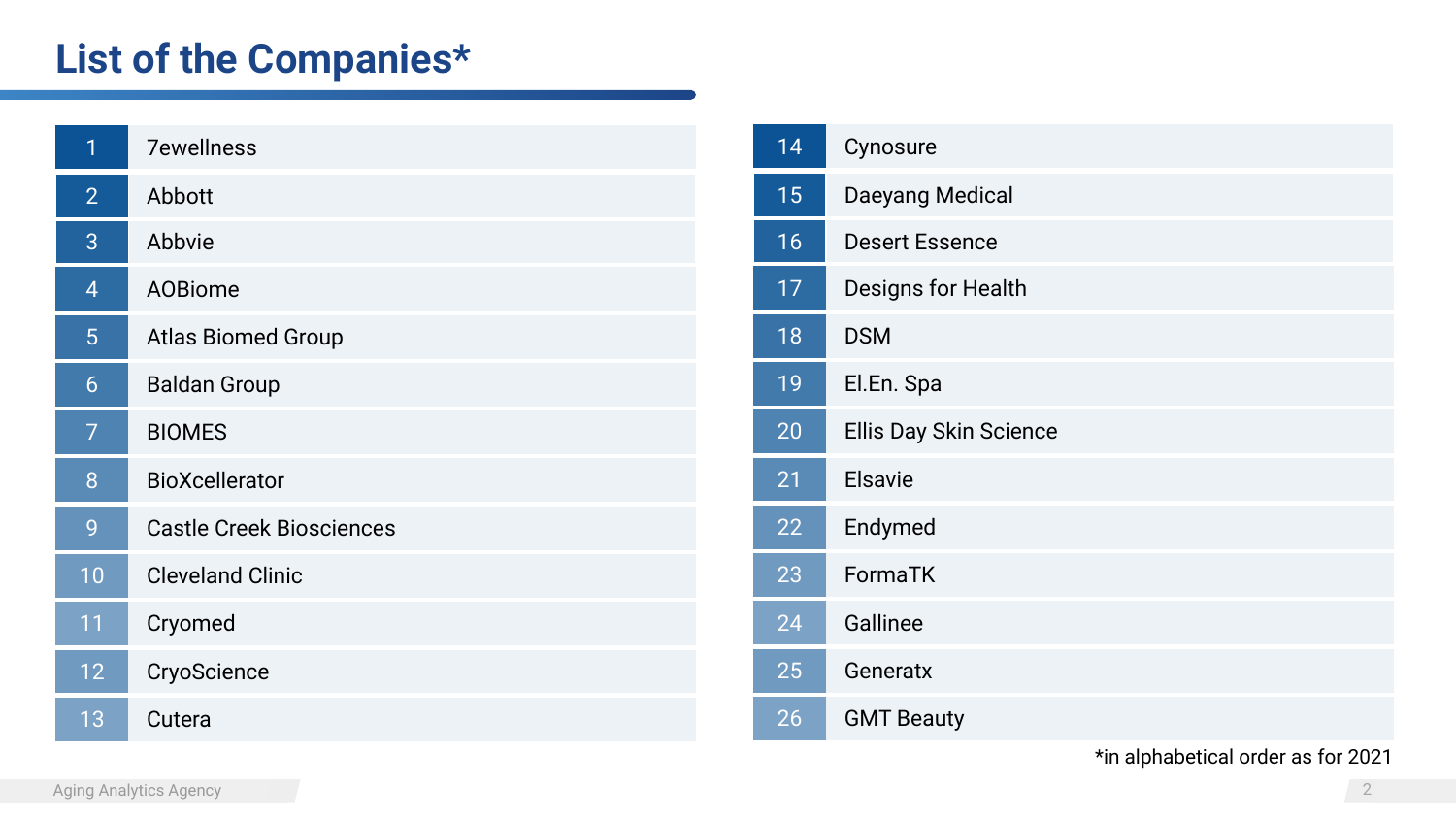# List of the Companies*

| # | Company |
|---|---|
| 1 | 7ewellness |
| 2 | Abbott |
| 3 | Abbvie |
| 4 | AOBiome |
| 5 | Atlas Biomed Group |
| 6 | Baldan Group |
| 7 | BIOMES |
| 8 | BioXcellerator |
| 9 | Castle Creek Biosciences |
| 10 | Cleveland Clinic |
| 11 | Cryomed |
| 12 | CryoScience |
| 13 | Cutera |
| 14 | Cynosure |
| 15 | Daeyang Medical |
| 16 | Desert Essence |
| 17 | Designs for Health |
| 18 | DSM |
| 19 | El.En. Spa |
| 20 | Ellis Day Skin Science |
| 21 | Elsavie |
| 22 | Endymed |
| 23 | FormaTK |
| 24 | Gallinee |
| 25 | Generatx |
| 26 | GMT Beauty |

*in alphabetical order as for 2021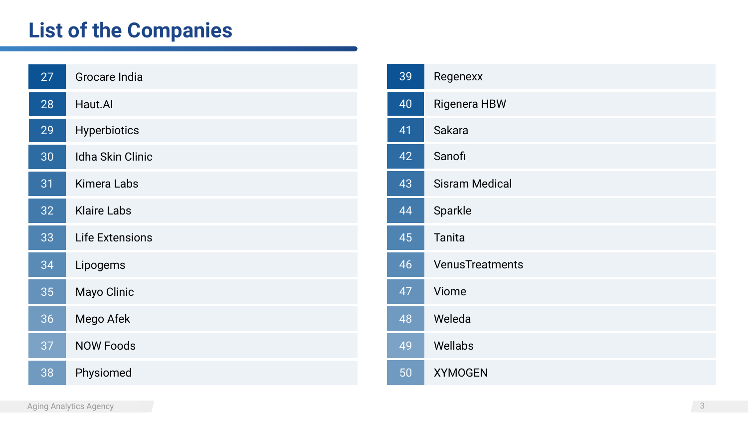# List of the Companies

| | |
|---|---|
| 27 | Grocare India |
| 28 | Haut.AI |
| 29 | Hyperbiotics |
| 30 | Idha Skin Clinic |
| 31 | Kimera Labs |
| 32 | Klaire Labs |
| 33 | Life Extensions |
| 34 | Lipogems |
| 35 | Mayo Clinic |
| 36 | Mego Afek |
| 37 | NOW Foods |
| 38 | Physiomed |
| 39 | Regenexx |
| 40 | Rigenera HBW |
| 41 | Sakara |
| 42 | Sanofi |
| 43 | Sisram Medical |
| 44 | Sparkle |
| 45 | Tanita |
| 46 | VenusTreatments |
| 47 | Viome |
| 48 | Weleda |
| 49 | Wellabs |
| 50 | XYMOGEN |